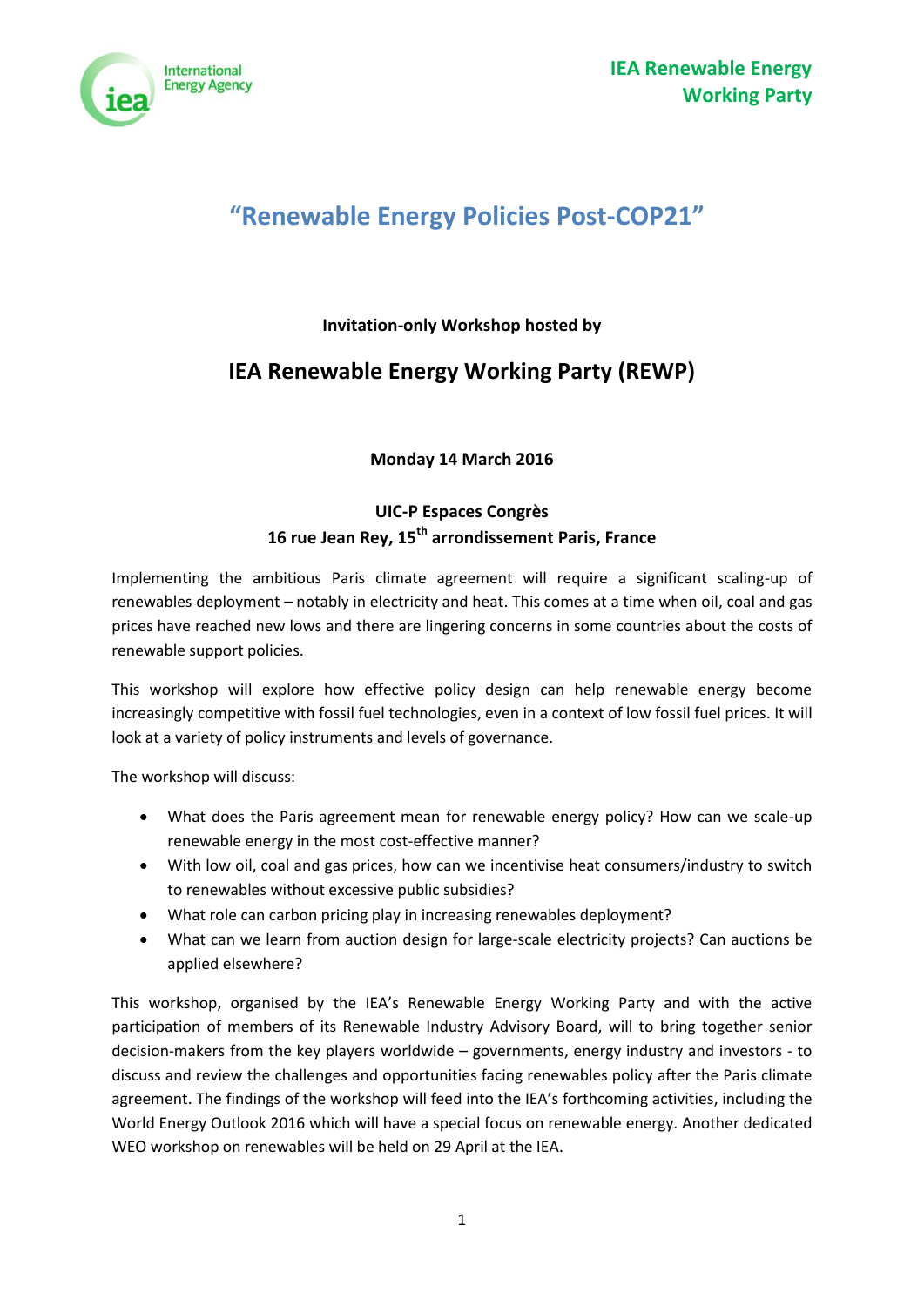International Energy Agency

**IEA Renewable Energy Working Party**

# "Renewable Energy Policies Post-COP21"

**Invitation-only Workshop hosted by**

## IEA Renewable Energy Working Party (REWP)

**Monday 14 March 2016**

**UIC-P Espaces Congrès**
**16 rue Jean Rey, 15th arrondissement Paris, France**

Implementing the ambitious Paris climate agreement will require a significant scaling-up of renewables deployment – notably in electricity and heat. This comes at a time when oil, coal and gas prices have reached new lows and there are lingering concerns in some countries about the costs of renewable support policies.

This workshop will explore how effective policy design can help renewable energy become increasingly competitive with fossil fuel technologies, even in a context of low fossil fuel prices. It will look at a variety of policy instruments and levels of governance.

The workshop will discuss:

- What does the Paris agreement mean for renewable energy policy? How can we scale-up renewable energy in the most cost-effective manner?
- With low oil, coal and gas prices, how can we incentivise heat consumers/industry to switch to renewables without excessive public subsidies?
- What role can carbon pricing play in increasing renewables deployment?
- What can we learn from auction design for large-scale electricity projects? Can auctions be applied elsewhere?

This workshop, organised by the IEA's Renewable Energy Working Party and with the active participation of members of its Renewable Industry Advisory Board, will to bring together senior decision-makers from the key players worldwide – governments, energy industry and investors - to discuss and review the challenges and opportunities facing renewables policy after the Paris climate agreement. The findings of the workshop will feed into the IEA's forthcoming activities, including the World Energy Outlook 2016 which will have a special focus on renewable energy. Another dedicated WEO workshop on renewables will be held on 29 April at the IEA.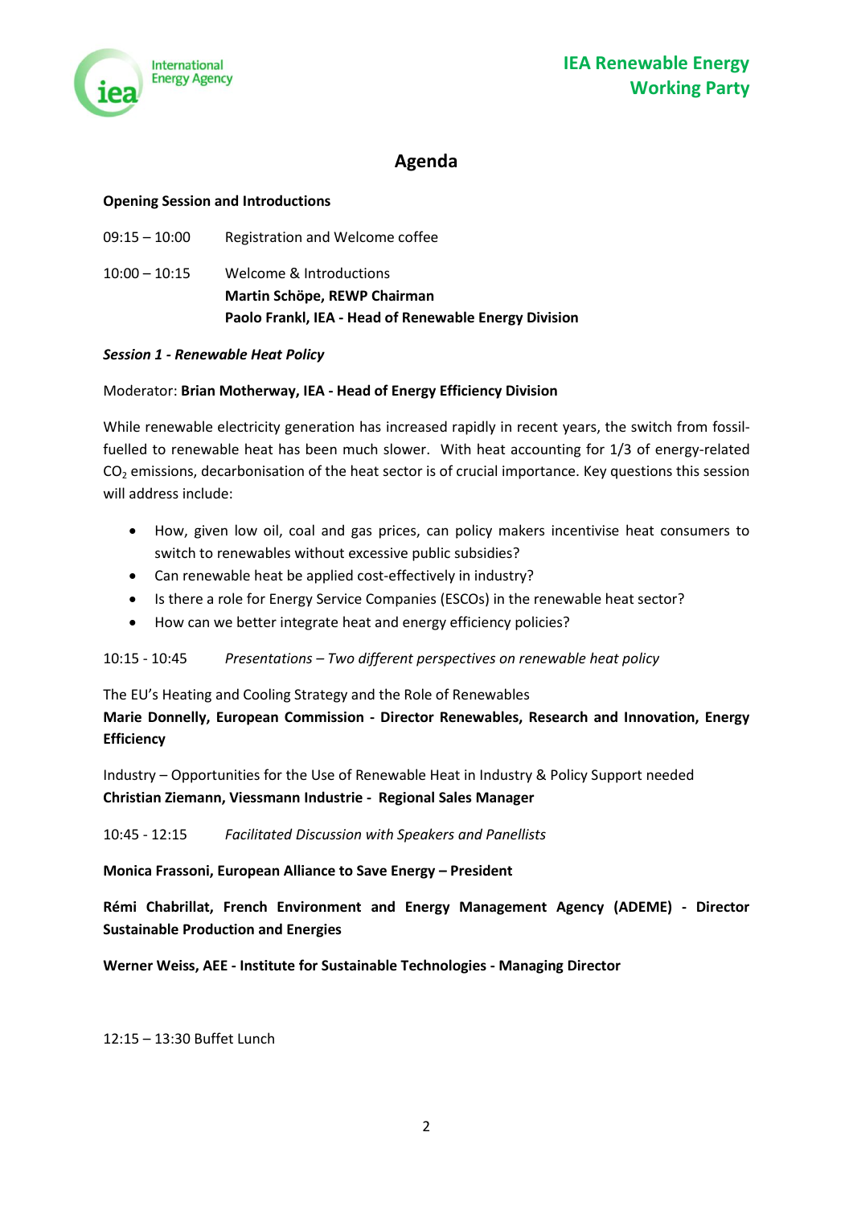# Agenda

**Opening Session and Introductions**

09:15 – 10:00 Registration and Welcome coffee

10:00 – 10:15 Welcome & Introductions
**Martin Schöpe, REWP Chairman**
**Paolo Frankl, IEA - Head of Renewable Energy Division**

***Session 1 - Renewable Heat Policy***

Moderator: **Brian Motherway, IEA - Head of Energy Efficiency Division**

While renewable electricity generation has increased rapidly in recent years, the switch from fossil-fuelled to renewable heat has been much slower. With heat accounting for 1/3 of energy-related $CO_2$ emissions, decarbonisation of the heat sector is of crucial importance. Key questions this session will address include:

- How, given low oil, coal and gas prices, can policy makers incentivise heat consumers to switch to renewables without excessive public subsidies?
- Can renewable heat be applied cost-effectively in industry?
- Is there a role for Energy Service Companies (ESCOs) in the renewable heat sector?
- How can we better integrate heat and energy efficiency policies?

10:15 - 10:45 *Presentations – Two different perspectives on renewable heat policy*

The EU's Heating and Cooling Strategy and the Role of Renewables
**Marie Donnelly, European Commission - Director Renewables, Research and Innovation, Energy Efficiency**

Industry – Opportunities for the Use of Renewable Heat in Industry & Policy Support needed
**Christian Ziemann, Viessmann Industrie - Regional Sales Manager**

10:45 - 12:15 *Facilitated Discussion with Speakers and Panellists*

**Monica Frassoni, European Alliance to Save Energy – President**

**Rémi Chabrillat, French Environment and Energy Management Agency (ADEME) - Director Sustainable Production and Energies**

**Werner Weiss, AEE - Institute for Sustainable Technologies - Managing Director**

12:15 – 13:30 Buffet Lunch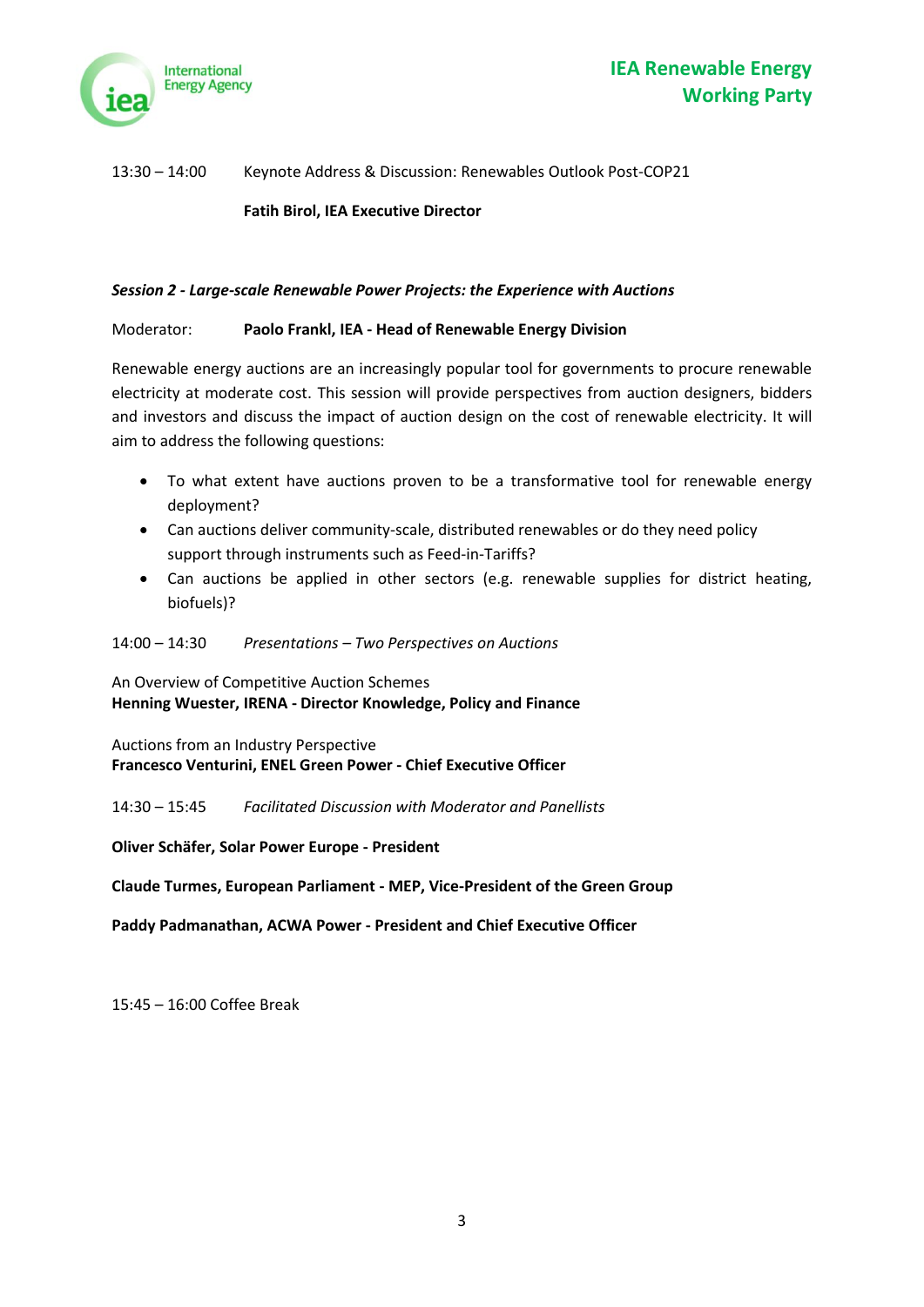13:30 – 14:00 Keynote Address & Discussion: Renewables Outlook Post-COP21

**Fatih Birol, IEA Executive Director**

***Session 2 - Large-scale Renewable Power Projects: the Experience with Auctions***

Moderator: **Paolo Frankl, IEA - Head of Renewable Energy Division**

Renewable energy auctions are an increasingly popular tool for governments to procure renewable electricity at moderate cost. This session will provide perspectives from auction designers, bidders and investors and discuss the impact of auction design on the cost of renewable electricity. It will aim to address the following questions:

- To what extent have auctions proven to be a transformative tool for renewable energy deployment?
- Can auctions deliver community-scale, distributed renewables or do they need policy support through instruments such as Feed-in-Tariffs?
- Can auctions be applied in other sectors (e.g. renewable supplies for district heating, biofuels)?

14:00 – 14:30 *Presentations – Two Perspectives on Auctions*

An Overview of Competitive Auction Schemes
**Henning Wuester, IRENA - Director Knowledge, Policy and Finance**

Auctions from an Industry Perspective
**Francesco Venturini, ENEL Green Power - Chief Executive Officer**

14:30 – 15:45 *Facilitated Discussion with Moderator and Panellists*

**Oliver Schäfer, Solar Power Europe - President**

**Claude Turmes, European Parliament - MEP, Vice-President of the Green Group**

**Paddy Padmanathan, ACWA Power - President and Chief Executive Officer**

15:45 – 16:00 Coffee Break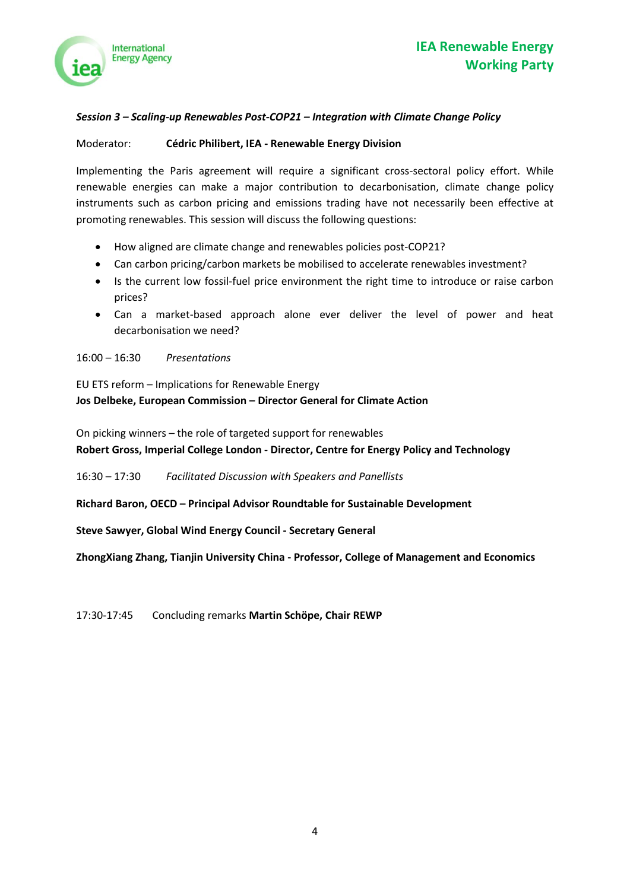***Session 3 – Scaling-up Renewables Post-COP21 – Integration with Climate Change Policy***

Moderator: **Cédric Philibert, IEA - Renewable Energy Division**

Implementing the Paris agreement will require a significant cross-sectoral policy effort. While renewable energies can make a major contribution to decarbonisation, climate change policy instruments such as carbon pricing and emissions trading have not necessarily been effective at promoting renewables. This session will discuss the following questions:

- How aligned are climate change and renewables policies post-COP21?
- Can carbon pricing/carbon markets be mobilised to accelerate renewables investment?
- Is the current low fossil-fuel price environment the right time to introduce or raise carbon prices?
- Can a market-based approach alone ever deliver the level of power and heat decarbonisation we need?

16:00 – 16:30 *Presentations*

EU ETS reform – Implications for Renewable Energy
**Jos Delbeke, European Commission – Director General for Climate Action**

On picking winners – the role of targeted support for renewables
**Robert Gross, Imperial College London - Director, Centre for Energy Policy and Technology**

16:30 – 17:30 *Facilitated Discussion with Speakers and Panellists*

**Richard Baron, OECD – Principal Advisor Roundtable for Sustainable Development**

**Steve Sawyer, Global Wind Energy Council - Secretary General**

**ZhongXiang Zhang, Tianjin University China - Professor, College of Management and Economics**

17:30-17:45 Concluding remarks **Martin Schöpe, Chair REWP**